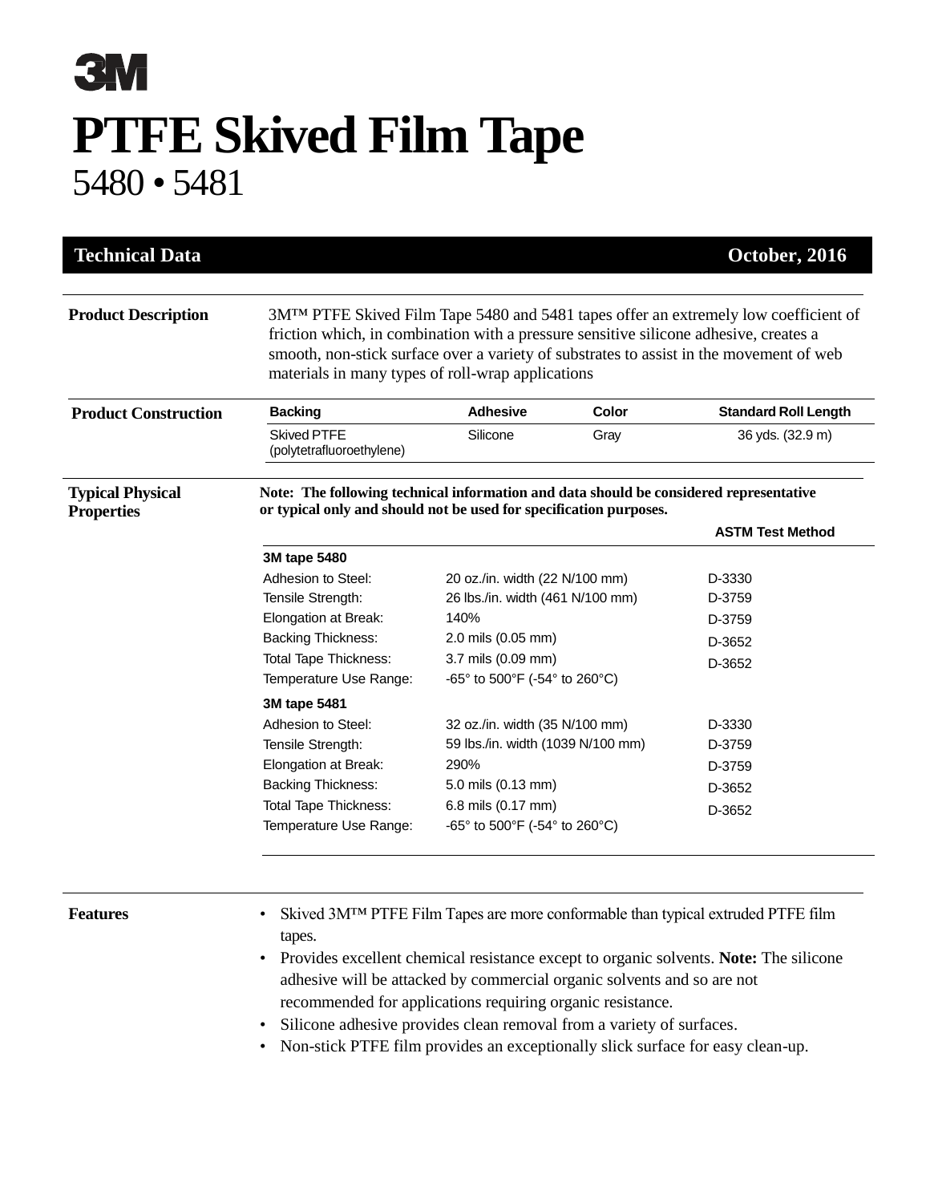3M

# PTFE Skived Film Tape

## 5480 • 5481

**Technical Data** **October, 2016**

### Product Description

3M™ PTFE Skived Film Tape 5480 and 5481 tapes offer an extremely low coefficient of friction which, in combination with a pressure sensitive silicone adhesive, creates a smooth, non-stick surface over a variety of substrates to assist in the movement of web materials in many types of roll-wrap applications

### Product Construction

| Backing | Adhesive | Color | Standard Roll Length |
|---|---|---|---|
| Skived PTFE (polytetrafluoroethylene) | Silicone | Gray | 36 yds. (32.9 m) |

### Typical Physical Properties

**Note: The following technical information and data should be considered representative or typical only and should not be used for specification purposes.**

| | | ASTM Test Method |
|---|---|---|
| **3M tape 5480** | | |
| Adhesion to Steel: | 20 oz./in. width (22 N/100 mm) | D-3330 |
| Tensile Strength: | 26 lbs./in. width (461 N/100 mm) | D-3759 |
| Elongation at Break: | 140% | D-3759 |
| Backing Thickness: | 2.0 mils (0.05 mm) | D-3652 |
| Total Tape Thickness: | 3.7 mils (0.09 mm) | D-3652 |
| Temperature Use Range: | -65° to 500°F (-54° to 260°C) | |
| **3M tape 5481** | | |
| Adhesion to Steel: | 32 oz./in. width (35 N/100 mm) | D-3330 |
| Tensile Strength: | 59 lbs./in. width (1039 N/100 mm) | D-3759 |
| Elongation at Break: | 290% | D-3759 |
| Backing Thickness: | 5.0 mils (0.13 mm) | D-3652 |
| Total Tape Thickness: | 6.8 mils (0.17 mm) | D-3652 |
| Temperature Use Range: | -65° to 500°F (-54° to 260°C) | |

### Features

- Skived 3M™ PTFE Film Tapes are more conformable than typical extruded PTFE film tapes.
- Provides excellent chemical resistance except to organic solvents. **Note:** The silicone adhesive will be attacked by commercial organic solvents and so are not recommended for applications requiring organic resistance.
- Silicone adhesive provides clean removal from a variety of surfaces.
- Non-stick PTFE film provides an exceptionally slick surface for easy clean-up.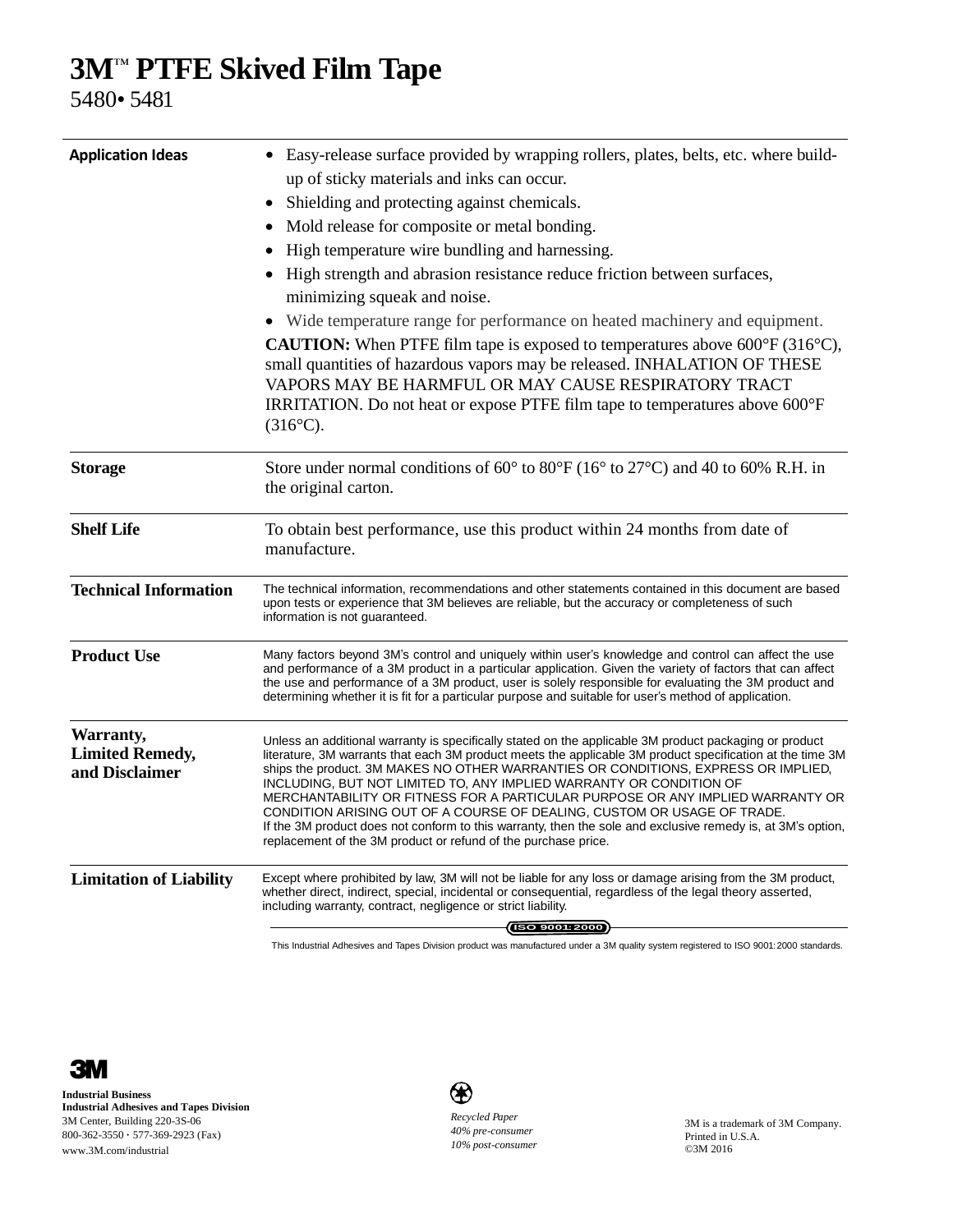# 3M™ PTFE Skived Film Tape

5480• 5481

| | |
|---|---|
| **Application Ideas** | • Easy-release surface provided by wrapping rollers, plates, belts, etc. where build-up of sticky materials and inks can occur.<br>• Shielding and protecting against chemicals.<br>• Mold release for composite or metal bonding.<br>• High temperature wire bundling and harnessing.<br>• High strength and abrasion resistance reduce friction between surfaces, minimizing squeak and noise.<br>• Wide temperature range for performance on heated machinery and equipment.<br>**CAUTION:** When PTFE film tape is exposed to temperatures above 600°F (316°C), small quantities of hazardous vapors may be released. INHALATION OF THESE VAPORS MAY BE HARMFUL OR MAY CAUSE RESPIRATORY TRACT IRRITATION. Do not heat or expose PTFE film tape to temperatures above 600°F (316°C). |
| **Storage** | Store under normal conditions of 60° to 80°F (16° to 27°C) and 40 to 60% R.H. in the original carton. |
| **Shelf Life** | To obtain best performance, use this product within 24 months from date of manufacture. |
| **Technical Information** | The technical information, recommendations and other statements contained in this document are based upon tests or experience that 3M believes are reliable, but the accuracy or completeness of such information is not guaranteed. |
| **Product Use** | Many factors beyond 3M's control and uniquely within user's knowledge and control can affect the use and performance of a 3M product in a particular application. Given the variety of factors that can affect the use and performance of a 3M product, user is solely responsible for evaluating the 3M product and determining whether it is fit for a particular purpose and suitable for user's method of application. |
| **Warranty, Limited Remedy, and Disclaimer** | Unless an additional warranty is specifically stated on the applicable 3M product packaging or product literature, 3M warrants that each 3M product meets the applicable 3M product specification at the time 3M ships the product. 3M MAKES NO OTHER WARRANTIES OR CONDITIONS, EXPRESS OR IMPLIED, INCLUDING, BUT NOT LIMITED TO, ANY IMPLIED WARRANTY OR CONDITION OF MERCHANTABILITY OR FITNESS FOR A PARTICULAR PURPOSE OR ANY IMPLIED WARRANTY OR CONDITION ARISING OUT OF A COURSE OF DEALING, CUSTOM OR USAGE OF TRADE.<br>If the 3M product does not conform to this warranty, then the sole and exclusive remedy is, at 3M's option, replacement of the 3M product or refund of the purchase price. |
| **Limitation of Liability** | Except where prohibited by law, 3M will not be liable for any loss or damage arising from the 3M product, whether direct, indirect, special, incidental or consequential, regardless of the legal theory asserted, including warranty, contract, negligence or strict liability. |

ISO 9001:2000

This Industrial Adhesives and Tapes Division product was manufactured under a 3M quality system registered to ISO 9001:2000 standards.

3M

**Industrial Business**
**Industrial Adhesives and Tapes Division**
3M Center, Building 220-3S-06
800-362-3550 · 577-369-2923 (Fax)
www.3M.com/industrial

*Recycled Paper*
*40% pre-consumer*
*10% post-consumer*

3M is a trademark of 3M Company.
Printed in U.S.A.
©3M 2016